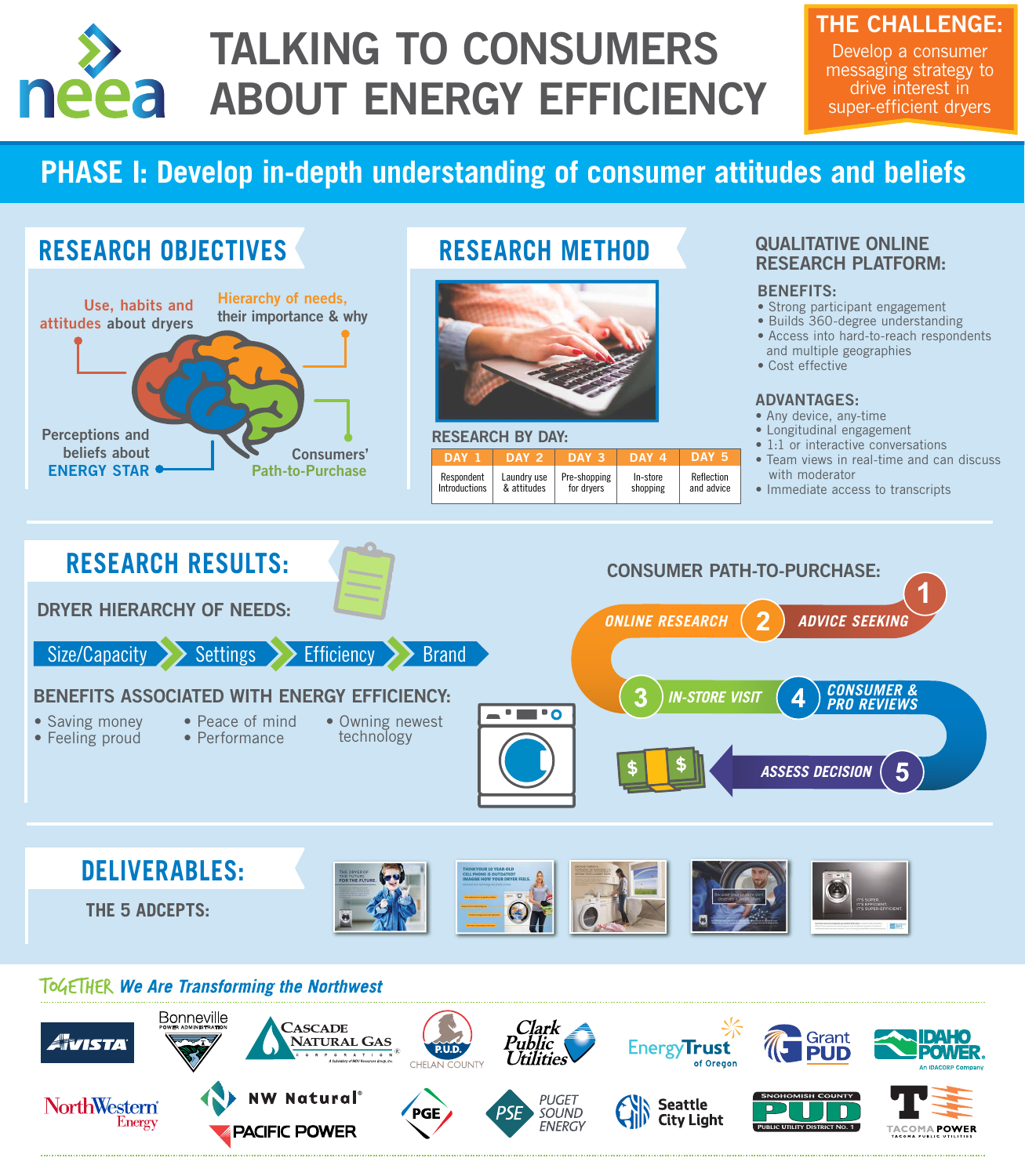# TALKING TO CONSUMERS ABOUT ENERGY EFFICIENCY

**THE CHALLENGE:** Develop a consumer messaging strategy to drive interest in super-efficient dryers

## PHASE I: Develop in-depth understanding of consumer attitudes and beliefs

### RESEARCH OBJECTIVES

- Use, habits and attitudes about dryers
- Hierarchy of needs, their importance & why
- Perceptions and beliefs about ENERGY STAR
- Consumers' Path-to-Purchase

### RESEARCH METHOD

**RESEARCH BY DAY:**

| DAY 1 | DAY 2 | DAY 3 | DAY 4 | DAY 5 |
|---|---|---|---|---|
| Respondent Introductions | Laundry use & attitudes | Pre-shopping for dryers | In-store shopping | Reflection and advice |

### QUALITATIVE ONLINE RESEARCH PLATFORM:

**BENEFITS:**

- Strong participant engagement
- Builds 360-degree understanding
- Access into hard-to-reach respondents and multiple geographies
- Cost effective

**ADVANTAGES:**

- Any device, any-time
- Longitudinal engagement
- 1:1 or interactive conversations
- Team views in real-time and can discuss with moderator
- Immediate access to transcripts

### RESEARCH RESULTS:

**DRYER HIERARCHY OF NEEDS:**

Size/Capacity → Settings → Efficiency → Brand

**BENEFITS ASSOCIATED WITH ENERGY EFFICIENCY:**

- Saving money
- Feeling proud
- Peace of mind
- Performance
- Owning newest technology

**CONSUMER PATH-TO-PURCHASE:**

1. ADVICE SEEKING
2. ONLINE RESEARCH
3. IN-STORE VISIT
4. CONSUMER & PRO REVIEWS
5. ASSESS DECISION

### DELIVERABLES:

THE 5 ADCEPTS:

---

TOGETHER *We Are Transforming the Northwest*

Avista · Bonneville Power Administration · Cascade Natural Gas Corporation · Chelan County P.U.D. · Clark Public Utilities · Energy Trust of Oregon · Grant PUD · Idaho Power · NorthWestern Energy · NW Natural · Pacific Power · PGE · Puget Sound Energy · Seattle City Light · Snohomish County PUD · Tacoma Power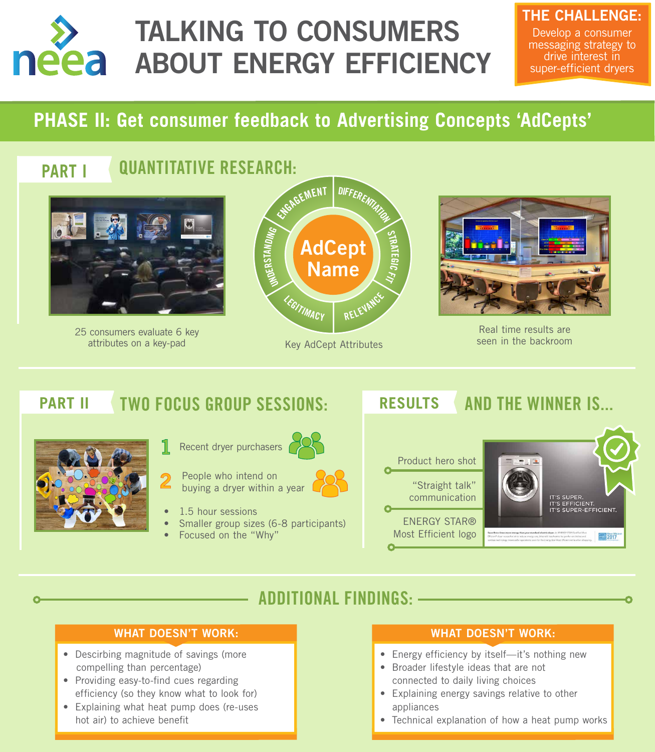# TALKING TO CONSUMERS ABOUT ENERGY EFFICIENCY

**THE CHALLENGE:** Develop a consumer messaging strategy to drive interest in super-efficient dryers

## PHASE II: Get consumer feedback to Advertising Concepts 'AdCepts'

### PART I — QUANTITATIVE RESEARCH:

25 consumers evaluate 6 key attributes on a key-pad

AdCept Name

ENGAGEMENT
DIFFERENTIATION
STRATEGIC FIT
RELEVANCE
LEGITIMACY
UNDERSTANDING

Key AdCept Attributes

Real time results are seen in the backroom

### PART II — TWO FOCUS GROUP SESSIONS:

1. Recent dryer purchasers
2. People who intend on buying a dryer within a year

- 1.5 hour sessions
- Smaller group sizes (6-8 participants)
- Focused on the "Why"

### RESULTS — AND THE WINNER IS...

- Product hero shot
- "Straight talk" communication
- ENERGY STAR® Most Efficient logo

IT'S SUPER.
IT'S EFFICIENT.
IT'S SUPER-EFFICIENT.

## ADDITIONAL FINDINGS:

### WHAT DOESN'T WORK:

- Describing magnitude of savings (more compelling than percentage)
- Providing easy-to-find cues regarding efficiency (so they know what to look for)
- Explaining what heat pump does (re-uses hot air) to achieve benefit

### WHAT DOESN'T WORK:

- Energy efficiency by itself—it's nothing new
- Broader lifestyle ideas that are not connected to daily living choices
- Explaining energy savings relative to other appliances
- Technical explanation of how a heat pump works